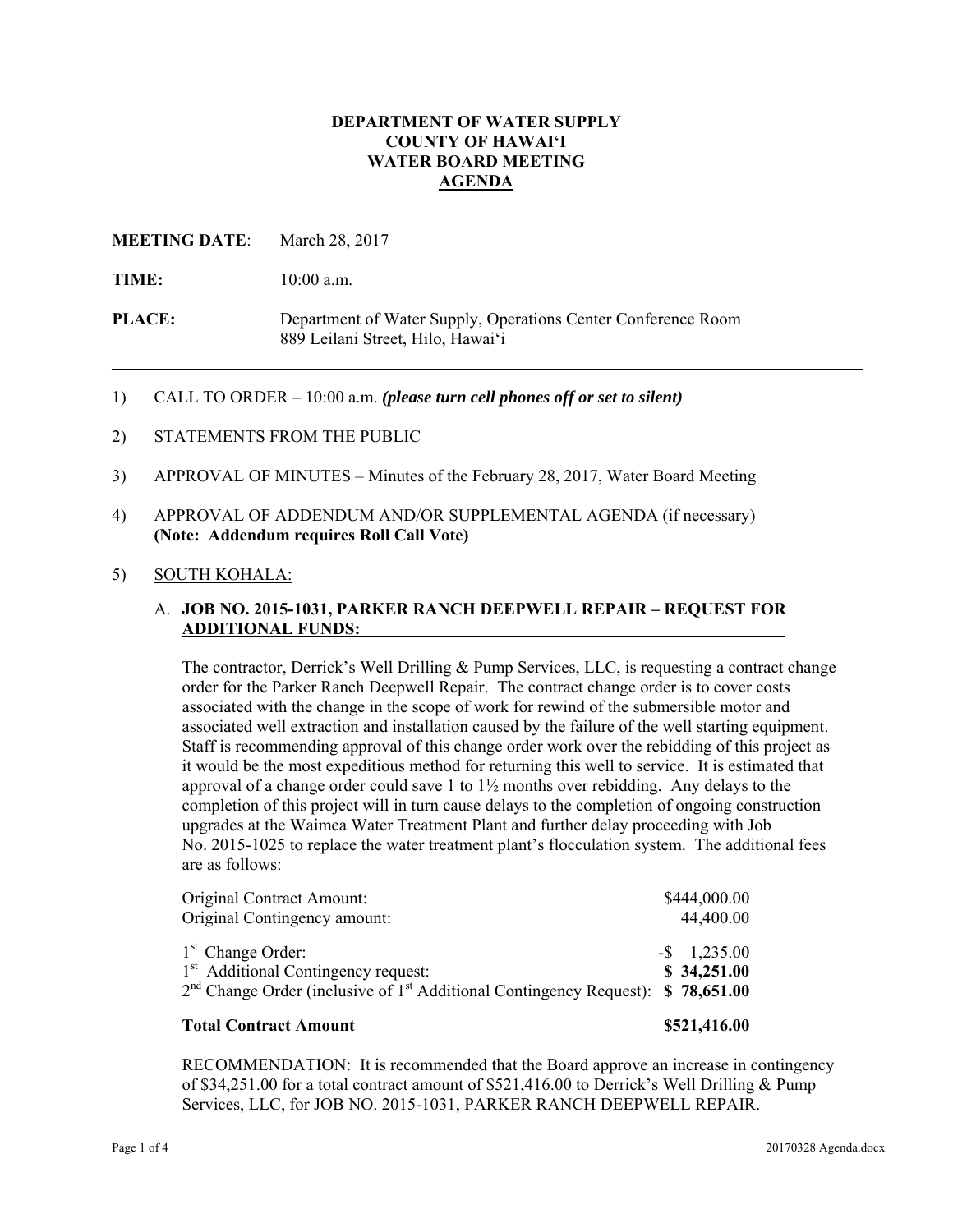**DEPARTMENT OF WATER SUPPLY**
**COUNTY OF HAWAIʻI**
**WATER BOARD MEETING**
**AGENDA**

**MEETING DATE**: March 28, 2017

**TIME:** 10:00 a.m.

**PLACE:** Department of Water Supply, Operations Center Conference Room
889 Leilani Street, Hilo, Hawaiʻi

---

1) CALL TO ORDER – 10:00 a.m. ***(please turn cell phones off or set to silent)***

2) STATEMENTS FROM THE PUBLIC

3) APPROVAL OF MINUTES – Minutes of the February 28, 2017, Water Board Meeting

4) APPROVAL OF ADDENDUM AND/OR SUPPLEMENTAL AGENDA (if necessary)
**(Note: Addendum requires Roll Call Vote)**

5) SOUTH KOHALA:

A. **JOB NO. 2015-1031, PARKER RANCH DEEPWELL REPAIR – REQUEST FOR ADDITIONAL FUNDS:**

The contractor, Derrick's Well Drilling & Pump Services, LLC, is requesting a contract change order for the Parker Ranch Deepwell Repair. The contract change order is to cover costs associated with the change in the scope of work for rewind of the submersible motor and associated well extraction and installation caused by the failure of the well starting equipment. Staff is recommending approval of this change order work over the rebidding of this project as it would be the most expeditious method for returning this well to service. It is estimated that approval of a change order could save 1 to 1½ months over rebidding. Any delays to the completion of this project will in turn cause delays to the completion of ongoing construction upgrades at the Waimea Water Treatment Plant and further delay proceeding with Job No. 2015-1025 to replace the water treatment plant's flocculation system. The additional fees are as follows:

| | |
|---|---|
| Original Contract Amount: | $444,000.00 |
| Original Contingency amount: | 44,400.00 |
| 1st Change Order: | -$ 1,235.00 |
| 1st Additional Contingency request: | **$ 34,251.00** |
| 2nd Change Order (inclusive of 1st Additional Contingency Request): | **$ 78,651.00** |
| **Total Contract Amount** | **$521,416.00** |

RECOMMENDATION: It is recommended that the Board approve an increase in contingency of $34,251.00 for a total contract amount of $521,416.00 to Derrick's Well Drilling & Pump Services, LLC, for JOB NO. 2015-1031, PARKER RANCH DEEPWELL REPAIR.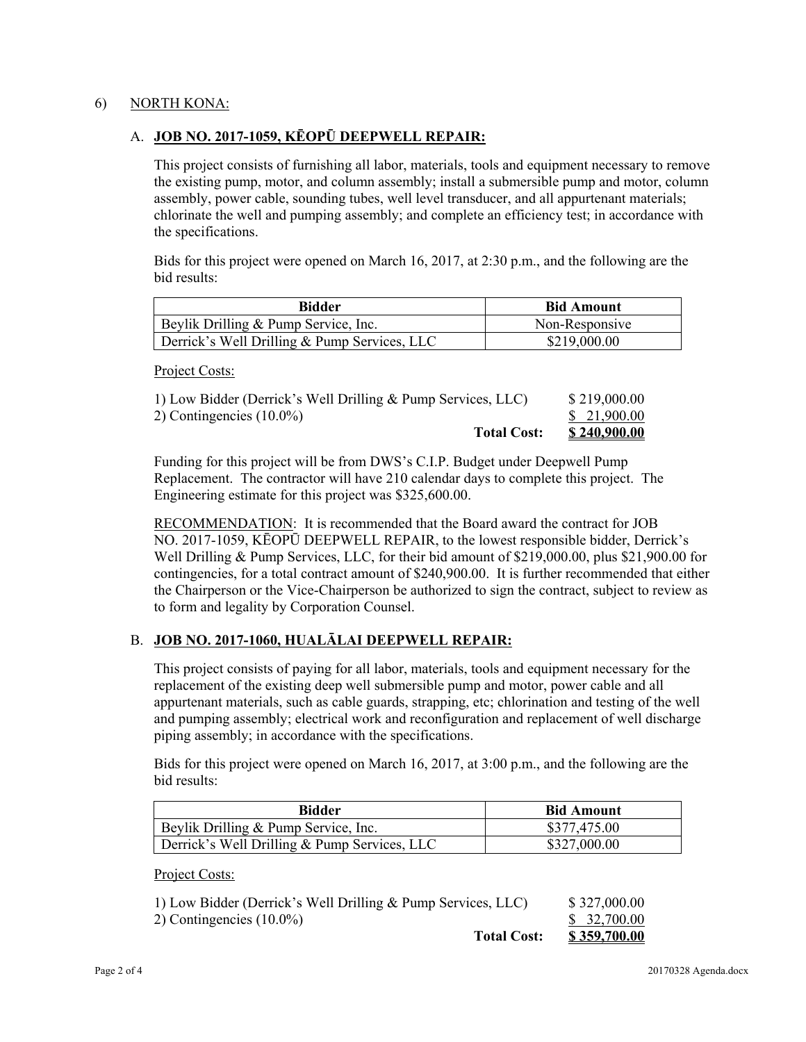6) <u>NORTH KONA:</u>

A. **<u>JOB NO. 2017-1059, KĒOPŪ DEEPWELL REPAIR:</u>**

This project consists of furnishing all labor, materials, tools and equipment necessary to remove the existing pump, motor, and column assembly; install a submersible pump and motor, column assembly, power cable, sounding tubes, well level transducer, and all appurtenant materials; chlorinate the well and pumping assembly; and complete an efficiency test; in accordance with the specifications.

Bids for this project were opened on March 16, 2017, at 2:30 p.m., and the following are the bid results:

| Bidder | Bid Amount |
|---|---|
| Beylik Drilling & Pump Service, Inc. | Non-Responsive |
| Derrick's Well Drilling & Pump Services, LLC | $219,000.00 |

<u>Project Costs:</u>

| | |
|---|---|
| 1) Low Bidder (Derrick's Well Drilling & Pump Services, LLC) | $ 219,000.00 |
| 2) Contingencies (10.0%) | $ 21,900.00 |
| **Total Cost:** | **$ 240,900.00** |

Funding for this project will be from DWS's C.I.P. Budget under Deepwell Pump Replacement. The contractor will have 210 calendar days to complete this project. The Engineering estimate for this project was $325,600.00.

<u>RECOMMENDATION</u>: It is recommended that the Board award the contract for JOB NO. 2017-1059, KĒOPŪ DEEPWELL REPAIR, to the lowest responsible bidder, Derrick's Well Drilling & Pump Services, LLC, for their bid amount of $219,000.00, plus $21,900.00 for contingencies, for a total contract amount of $240,900.00. It is further recommended that either the Chairperson or the Vice-Chairperson be authorized to sign the contract, subject to review as to form and legality by Corporation Counsel.

B. **<u>JOB NO. 2017-1060, HUALĀLAI DEEPWELL REPAIR:</u>**

This project consists of paying for all labor, materials, tools and equipment necessary for the replacement of the existing deep well submersible pump and motor, power cable and all appurtenant materials, such as cable guards, strapping, etc; chlorination and testing of the well and pumping assembly; electrical work and reconfiguration and replacement of well discharge piping assembly; in accordance with the specifications.

Bids for this project were opened on March 16, 2017, at 3:00 p.m., and the following are the bid results:

| Bidder | Bid Amount |
|---|---|
| Beylik Drilling & Pump Service, Inc. | $377,475.00 |
| Derrick's Well Drilling & Pump Services, LLC | $327,000.00 |

<u>Project Costs:</u>

| | |
|---|---|
| 1) Low Bidder (Derrick's Well Drilling & Pump Services, LLC) | $ 327,000.00 |
| 2) Contingencies (10.0%) | $ 32,700.00 |
| **Total Cost:** | **$ 359,700.00** |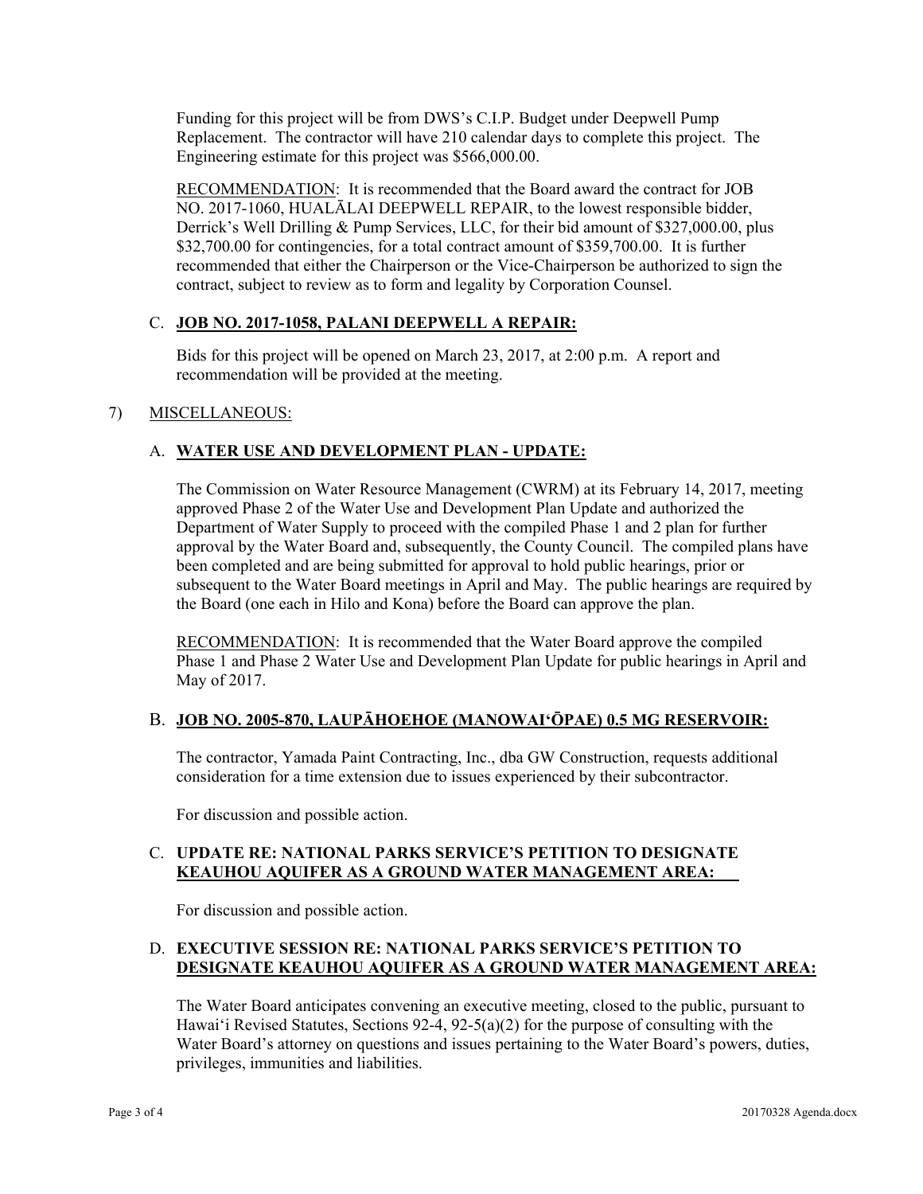Funding for this project will be from DWS's C.I.P. Budget under Deepwell Pump Replacement. The contractor will have 210 calendar days to complete this project. The Engineering estimate for this project was $566,000.00.

<u>RECOMMENDATION</u>: It is recommended that the Board award the contract for JOB NO. 2017-1060, HUALĀLAI DEEPWELL REPAIR, to the lowest responsible bidder, Derrick's Well Drilling & Pump Services, LLC, for their bid amount of $327,000.00, plus $32,700.00 for contingencies, for a total contract amount of $359,700.00. It is further recommended that either the Chairperson or the Vice-Chairperson be authorized to sign the contract, subject to review as to form and legality by Corporation Counsel.

### C. **JOB NO. 2017-1058, PALANI DEEPWELL A REPAIR:**

Bids for this project will be opened on March 23, 2017, at 2:00 p.m. A report and recommendation will be provided at the meeting.

## 7) MISCELLANEOUS:

### A. **WATER USE AND DEVELOPMENT PLAN - UPDATE:**

The Commission on Water Resource Management (CWRM) at its February 14, 2017, meeting approved Phase 2 of the Water Use and Development Plan Update and authorized the Department of Water Supply to proceed with the compiled Phase 1 and 2 plan for further approval by the Water Board and, subsequently, the County Council. The compiled plans have been completed and are being submitted for approval to hold public hearings, prior or subsequent to the Water Board meetings in April and May. The public hearings are required by the Board (one each in Hilo and Kona) before the Board can approve the plan.

<u>RECOMMENDATION</u>: It is recommended that the Water Board approve the compiled Phase 1 and Phase 2 Water Use and Development Plan Update for public hearings in April and May of 2017.

### B. **JOB NO. 2005-870, LAUPĀHOEHOE (MANOWAIʻŌPAE) 0.5 MG RESERVOIR:**

The contractor, Yamada Paint Contracting, Inc., dba GW Construction, requests additional consideration for a time extension due to issues experienced by their subcontractor.

For discussion and possible action.

### C. **UPDATE RE: NATIONAL PARKS SERVICE'S PETITION TO DESIGNATE KEAUHOU AQUIFER AS A GROUND WATER MANAGEMENT AREA:**

For discussion and possible action.

### D. **EXECUTIVE SESSION RE: NATIONAL PARKS SERVICE'S PETITION TO DESIGNATE KEAUHOU AQUIFER AS A GROUND WATER MANAGEMENT AREA:**

The Water Board anticipates convening an executive meeting, closed to the public, pursuant to Hawaiʻi Revised Statutes, Sections 92-4, 92-5(a)(2) for the purpose of consulting with the Water Board's attorney on questions and issues pertaining to the Water Board's powers, duties, privileges, immunities and liabilities.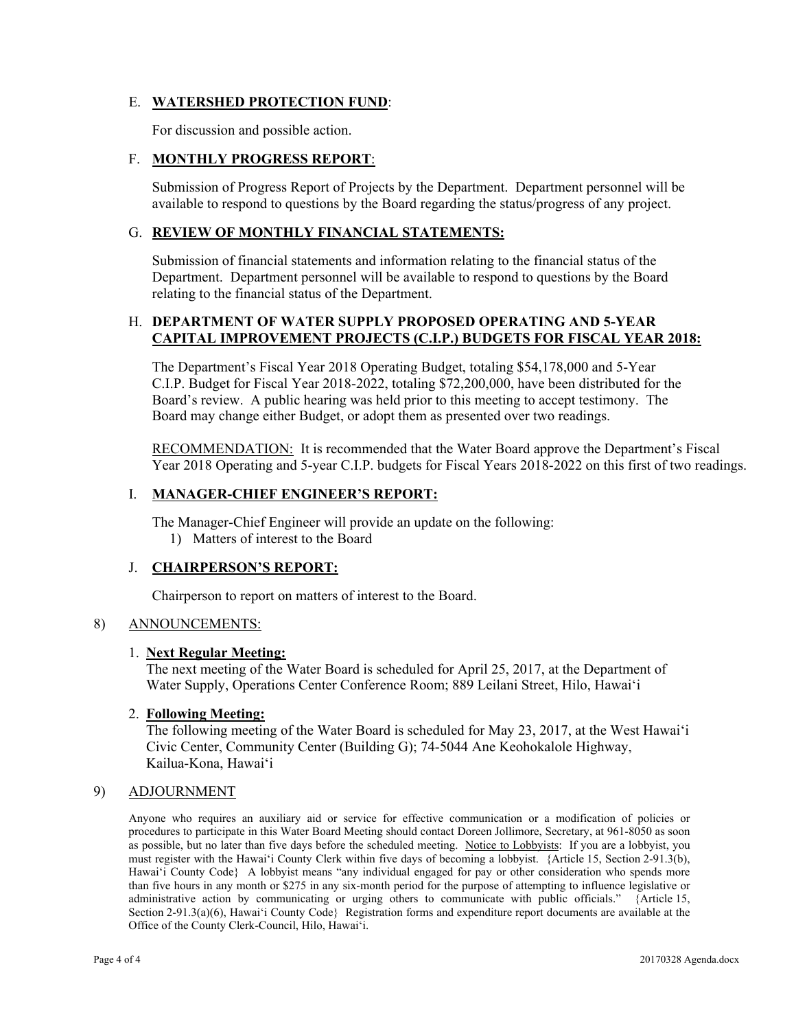E. **WATERSHED PROTECTION FUND**:

For discussion and possible action.

F. **MONTHLY PROGRESS REPORT**:

Submission of Progress Report of Projects by the Department. Department personnel will be available to respond to questions by the Board regarding the status/progress of any project.

G. **REVIEW OF MONTHLY FINANCIAL STATEMENTS:**

Submission of financial statements and information relating to the financial status of the Department. Department personnel will be available to respond to questions by the Board relating to the financial status of the Department.

H. **DEPARTMENT OF WATER SUPPLY PROPOSED OPERATING AND 5-YEAR CAPITAL IMPROVEMENT PROJECTS (C.I.P.) BUDGETS FOR FISCAL YEAR 2018:**

The Department's Fiscal Year 2018 Operating Budget, totaling $54,178,000 and 5-Year C.I.P. Budget for Fiscal Year 2018-2022, totaling $72,200,000, have been distributed for the Board's review. A public hearing was held prior to this meeting to accept testimony. The Board may change either Budget, or adopt them as presented over two readings.

RECOMMENDATION: It is recommended that the Water Board approve the Department's Fiscal Year 2018 Operating and 5-year C.I.P. budgets for Fiscal Years 2018-2022 on this first of two readings.

I. **MANAGER-CHIEF ENGINEER'S REPORT:**

The Manager-Chief Engineer will provide an update on the following:
1) Matters of interest to the Board

J. **CHAIRPERSON'S REPORT:**

Chairperson to report on matters of interest to the Board.

8) ANNOUNCEMENTS:

1. **Next Regular Meeting:**
The next meeting of the Water Board is scheduled for April 25, 2017, at the Department of Water Supply, Operations Center Conference Room; 889 Leilani Street, Hilo, Hawai'i

2. **Following Meeting:**
The following meeting of the Water Board is scheduled for May 23, 2017, at the West Hawai'i Civic Center, Community Center (Building G); 74-5044 Ane Keohokalole Highway, Kailua-Kona, Hawai'i

9) ADJOURNMENT

Anyone who requires an auxiliary aid or service for effective communication or a modification of policies or procedures to participate in this Water Board Meeting should contact Doreen Jollimore, Secretary, at 961-8050 as soon as possible, but no later than five days before the scheduled meeting. Notice to Lobbyists: If you are a lobbyist, you must register with the Hawai'i County Clerk within five days of becoming a lobbyist. {Article 15, Section 2-91.3(b), Hawai'i County Code} A lobbyist means "any individual engaged for pay or other consideration who spends more than five hours in any month or $275 in any six-month period for the purpose of attempting to influence legislative or administrative action by communicating or urging others to communicate with public officials." {Article 15, Section 2-91.3(a)(6), Hawai'i County Code} Registration forms and expenditure report documents are available at the Office of the County Clerk-Council, Hilo, Hawai'i.